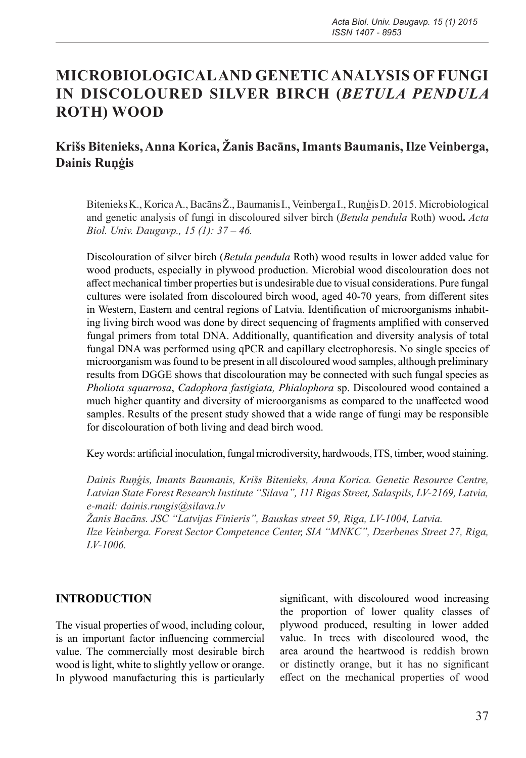# MICROBIOLOGICAL AND GENETIC ANALYSIS OF FUNGI IN DISCOLOURED SILVER BIRCH (*BETULA PENDULA* ROTH) WOOD

**Krišs Bitenieks, Anna Korica, Žanis Bacāns, Imants Baumanis, Ilze Veinberga, Dainis Ruņģis**

Bitenieks K., Korica A., Bacāns Ž., Baumanis I., Veinberga I., Ruņģis D. 2015. Microbiological and genetic analysis of fungi in discoloured silver birch (*Betula pendula* Roth) wood**.** *Acta Biol. Univ. Daugavp., 15 (1): 37 – 46.*

Discolouration of silver birch (*Betula pendula* Roth) wood results in lower added value for wood products, especially in plywood production. Microbial wood discolouration does not affect mechanical timber properties but is undesirable due to visual considerations. Pure fungal cultures were isolated from discoloured birch wood, aged 40-70 years, from different sites in Western, Eastern and central regions of Latvia. Identification of microorganisms inhabiting living birch wood was done by direct sequencing of fragments amplified with conserved fungal primers from total DNA. Additionally, quantification and diversity analysis of total fungal DNA was performed using qPCR and capillary electrophoresis. No single species of microorganism was found to be present in all discoloured wood samples, although preliminary results from DGGE shows that discolouration may be connected with such fungal species as *Pholiota squarrosa*, *Cadophora fastigiata, Phialophora* sp. Discoloured wood contained a much higher quantity and diversity of microorganisms as compared to the unaffected wood samples. Results of the present study showed that a wide range of fungi may be responsible for discolouration of both living and dead birch wood.

Key words: artificial inoculation, fungal microdiversity, hardwoods, ITS, timber, wood staining.

*Dainis Ruņģis, Imants Baumanis, Krišs Bitenieks, Anna Korica. Genetic Resource Centre, Latvian State Forest Research Institute "Silava", 111 Rigas Street, Salaspils, LV-2169, Latvia, e-mail: dainis.rungis@silava.lv*

*Žanis Bacāns. JSC "Latvijas Finieris", Bauskas street 59, Riga, LV-1004, Latvia.*

*Ilze Veinberga. Forest Sector Competence Center, SIA "MNKC", Dzerbenes Street 27, Riga, LV-1006.*

## INTRODUCTION

The visual properties of wood, including colour, is an important factor influencing commercial value. The commercially most desirable birch wood is light, white to slightly yellow or orange. In plywood manufacturing this is particularly significant, with discoloured wood increasing the proportion of lower quality classes of plywood produced, resulting in lower added value. In trees with discoloured wood, the area around the heartwood is reddish brown or distinctly orange, but it has no significant effect on the mechanical properties of wood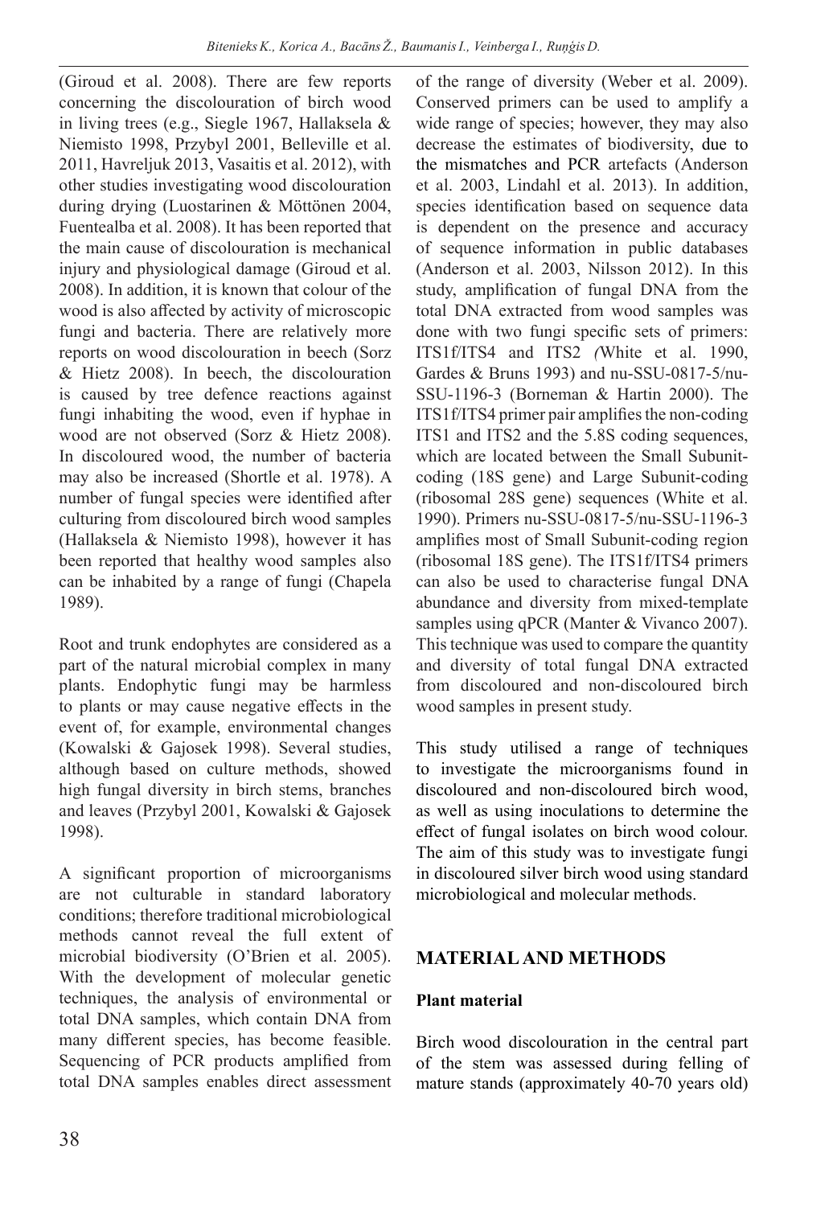(Giroud et al. 2008). There are few reports concerning the discolouration of birch wood in living trees (e.g., Siegle 1967, Hallaksela & Niemisto 1998, Przybyl 2001, Belleville et al. 2011, Havreljuk 2013, Vasaitis et al. 2012), with other studies investigating wood discolouration during drying (Luostarinen & Möttönen 2004, Fuentealba et al. 2008). It has been reported that the main cause of discolouration is mechanical injury and physiological damage (Giroud et al. 2008). In addition, it is known that colour of the wood is also affected by activity of microscopic fungi and bacteria. There are relatively more reports on wood discolouration in beech (Sorz & Hietz 2008). In beech, the discolouration is caused by tree defence reactions against fungi inhabiting the wood, even if hyphae in wood are not observed (Sorz & Hietz 2008). In discoloured wood, the number of bacteria may also be increased (Shortle et al. 1978). A number of fungal species were identified after culturing from discoloured birch wood samples (Hallaksela & Niemisto 1998), however it has been reported that healthy wood samples also can be inhabited by a range of fungi (Chapela 1989).

Root and trunk endophytes are considered as a part of the natural microbial complex in many plants. Endophytic fungi may be harmless to plants or may cause negative effects in the event of, for example, environmental changes (Kowalski & Gajosek 1998). Several studies, although based on culture methods, showed high fungal diversity in birch stems, branches and leaves (Przybyl 2001, Kowalski & Gajosek 1998).

A significant proportion of microorganisms are not culturable in standard laboratory conditions; therefore traditional microbiological methods cannot reveal the full extent of microbial biodiversity (O'Brien et al. 2005). With the development of molecular genetic techniques, the analysis of environmental or total DNA samples, which contain DNA from many different species, has become feasible. Sequencing of PCR products amplified from total DNA samples enables direct assessment of the range of diversity (Weber et al. 2009). Conserved primers can be used to amplify a wide range of species; however, they may also decrease the estimates of biodiversity, due to the mismatches and PCR artefacts (Anderson et al. 2003, Lindahl et al. 2013). In addition, species identification based on sequence data is dependent on the presence and accuracy of sequence information in public databases (Anderson et al. 2003, Nilsson 2012). In this study, amplification of fungal DNA from the total DNA extracted from wood samples was done with two fungi specific sets of primers: ITS1f/ITS4 and ITS2 (White et al. 1990, Gardes & Bruns 1993) and nu-SSU-0817-5/nu-SSU-1196-3 (Borneman & Hartin 2000). The ITS1f/ITS4 primer pair amplifies the non-coding ITS1 and ITS2 and the 5.8S coding sequences, which are located between the Small Subunit-coding (18S gene) and Large Subunit-coding (ribosomal 28S gene) sequences (White et al. 1990). Primers nu-SSU-0817-5/nu-SSU-1196-3 amplifies most of Small Subunit-coding region (ribosomal 18S gene). The ITS1f/ITS4 primers can also be used to characterise fungal DNA abundance and diversity from mixed-template samples using qPCR (Manter & Vivanco 2007). This technique was used to compare the quantity and diversity of total fungal DNA extracted from discoloured and non-discoloured birch wood samples in present study.

This study utilised a range of techniques to investigate the microorganisms found in discoloured and non-discoloured birch wood, as well as using inoculations to determine the effect of fungal isolates on birch wood colour. The aim of this study was to investigate fungi in discoloured silver birch wood using standard microbiological and molecular methods.

## MATERIAL AND METHODS

### Plant material

Birch wood discolouration in the central part of the stem was assessed during felling of mature stands (approximately 40-70 years old)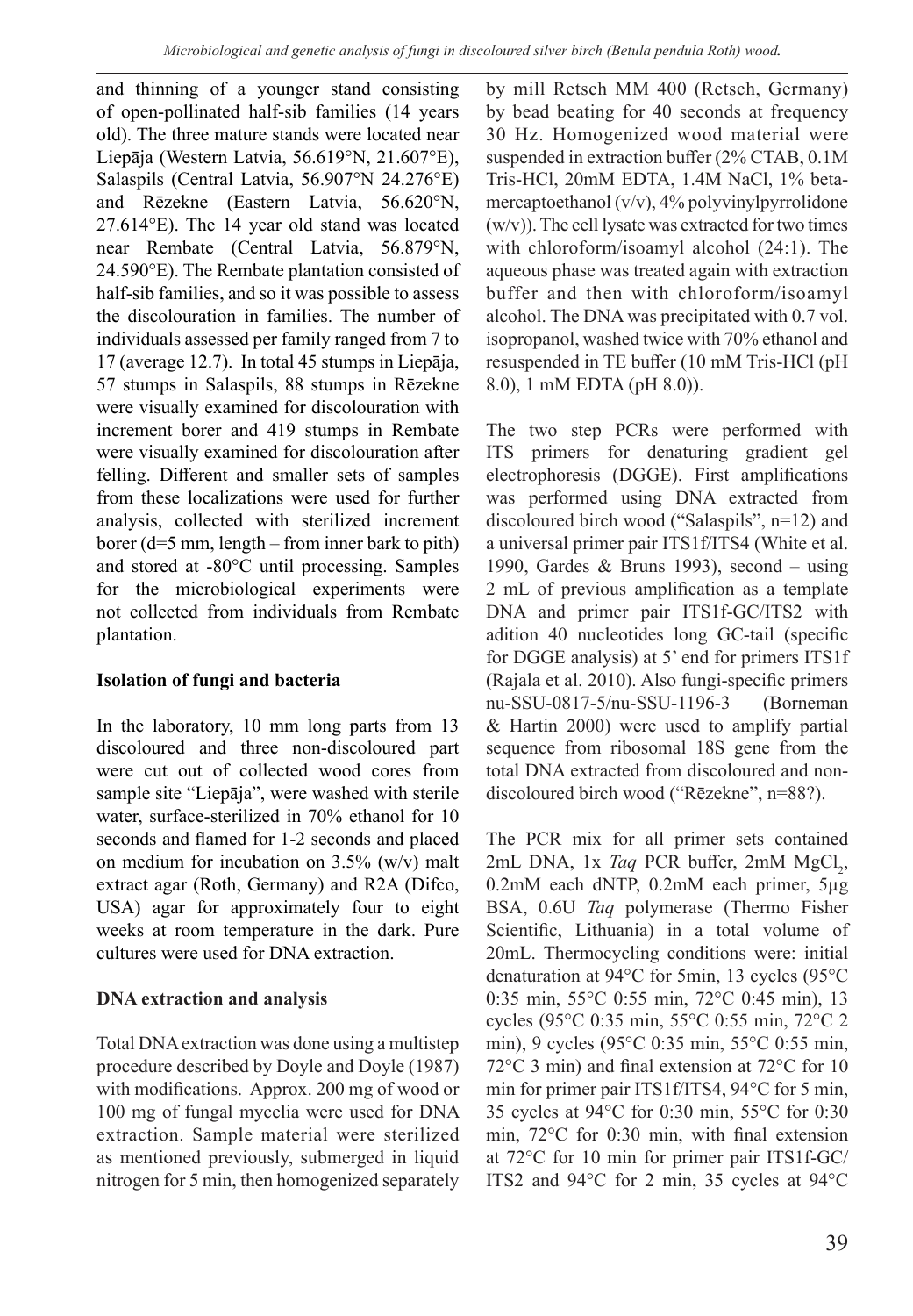and thinning of a younger stand consisting of open-pollinated half-sib families (14 years old). The three mature stands were located near Liepāja (Western Latvia, 56.619°N, 21.607°E), Salaspils (Central Latvia, 56.907°N 24.276°E) and Rēzekne (Eastern Latvia, 56.620°N, 27.614°E). The 14 year old stand was located near Rembate (Central Latvia, 56.879°N, 24.590°E). The Rembate plantation consisted of half-sib families, and so it was possible to assess the discolouration in families. The number of individuals assessed per family ranged from 7 to 17 (average 12.7). In total 45 stumps in Liepāja, 57 stumps in Salaspils, 88 stumps in Rēzekne were visually examined for discolouration with increment borer and 419 stumps in Rembate were visually examined for discolouration after felling. Different and smaller sets of samples from these localizations were used for further analysis, collected with sterilized increment borer (d=5 mm, length – from inner bark to pith) and stored at -80°C until processing. Samples for the microbiological experiments were not collected from individuals from Rembate plantation.

## Isolation of fungi and bacteria

In the laboratory, 10 mm long parts from 13 discoloured and three non-discoloured part were cut out of collected wood cores from sample site "Liepāja", were washed with sterile water, surface-sterilized in 70% ethanol for 10 seconds and flamed for 1-2 seconds and placed on medium for incubation on 3.5% (w/v) malt extract agar (Roth, Germany) and R2A (Difco, USA) agar for approximately four to eight weeks at room temperature in the dark. Pure cultures were used for DNA extraction.

## DNA extraction and analysis

Total DNA extraction was done using a multistep procedure described by Doyle and Doyle (1987) with modifications. Approx. 200 mg of wood or 100 mg of fungal mycelia were used for DNA extraction. Sample material were sterilized as mentioned previously, submerged in liquid nitrogen for 5 min, then homogenized separately by mill Retsch MM 400 (Retsch, Germany) by bead beating for 40 seconds at frequency 30 Hz. Homogenized wood material were suspended in extraction buffer (2% CTAB, 0.1M Tris-HCl, 20mM EDTA, 1.4M NaCl, 1% beta-mercaptoethanol (v/v), 4% polyvinylpyrrolidone (w/v)). The cell lysate was extracted for two times with chloroform/isoamyl alcohol (24:1). The aqueous phase was treated again with extraction buffer and then with chloroform/isoamyl alcohol. The DNA was precipitated with 0.7 vol. isopropanol, washed twice with 70% ethanol and resuspended in TE buffer (10 mM Tris-HCl (pH 8.0), 1 mM EDTA (pH 8.0)).

The two step PCRs were performed with ITS primers for denaturing gradient gel electrophoresis (DGGE). First amplifications was performed using DNA extracted from discoloured birch wood ("Salaspils", n=12) and a universal primer pair ITS1f/ITS4 (White et al. 1990, Gardes & Bruns 1993), second – using 2 mL of previous amplification as a template DNA and primer pair ITS1f-GC/ITS2 with adition 40 nucleotides long GC-tail (specific for DGGE analysis) at 5' end for primers ITS1f (Rajala et al. 2010). Also fungi-specific primers nu-SSU-0817-5/nu-SSU-1196-3 (Borneman & Hartin 2000) were used to amplify partial sequence from ribosomal 18S gene from the total DNA extracted from discoloured and non-discoloured birch wood ("Rēzekne", n=88?).

The PCR mix for all primer sets contained 2mL DNA, 1x *Taq* PCR buffer, 2mM $MgCl_2$, 0.2mM each dNTP, 0.2mM each primer, 5µg BSA, 0.6U *Taq* polymerase (Thermo Fisher Scientific, Lithuania) in a total volume of 20mL. Thermocycling conditions were: initial denaturation at 94°C for 5min, 13 cycles (95°C 0:35 min, 55°C 0:55 min, 72°C 0:45 min), 13 cycles (95°C 0:35 min, 55°C 0:55 min, 72°C 2 min), 9 cycles (95°C 0:35 min, 55°C 0:55 min, 72°C 3 min) and final extension at 72°C for 10 min for primer pair ITS1f/ITS4, 94°C for 5 min, 35 cycles at 94°C for 0:30 min, 55°C for 0:30 min, 72°C for 0:30 min, with final extension at 72°C for 10 min for primer pair ITS1f-GC/ITS2 and 94°C for 2 min, 35 cycles at 94°C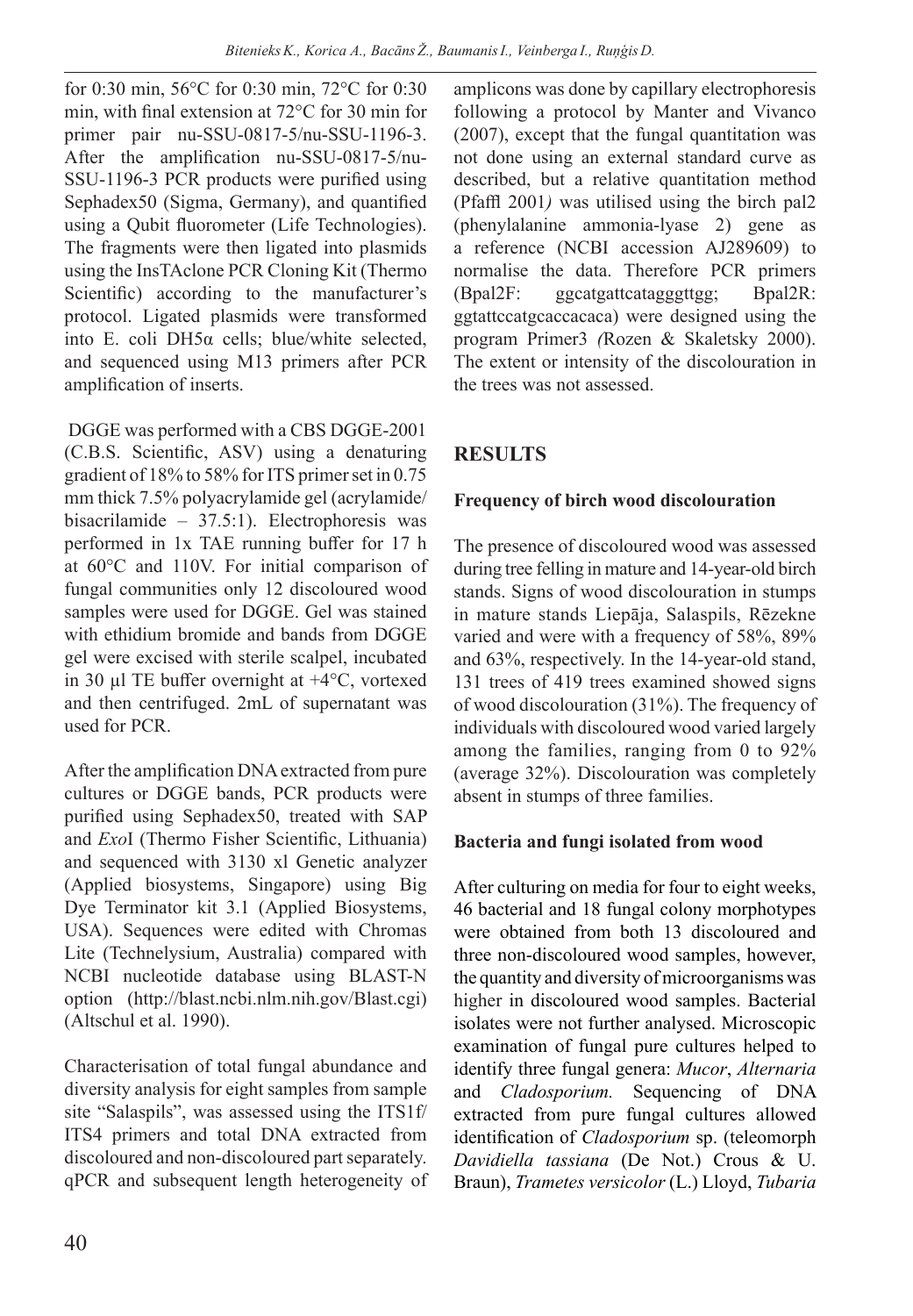for 0:30 min, 56°C for 0:30 min, 72°C for 0:30 min, with final extension at 72°C for 30 min for primer pair nu-SSU-0817-5/nu-SSU-1196-3. After the amplification nu-SSU-0817-5/nu-SSU-1196-3 PCR products were purified using Sephadex50 (Sigma, Germany), and quantified using a Qubit fluorometer (Life Technologies). The fragments were then ligated into plasmids using the InsTAclone PCR Cloning Kit (Thermo Scientific) according to the manufacturer's protocol. Ligated plasmids were transformed into E. coli DH5α cells; blue/white selected, and sequenced using M13 primers after PCR amplification of inserts.

DGGE was performed with a CBS DGGE-2001 (C.B.S. Scientific, ASV) using a denaturing gradient of 18% to 58% for ITS primer set in 0.75 mm thick 7.5% polyacrylamide gel (acrylamide/bisacrilamide – 37.5:1). Electrophoresis was performed in 1x TAE running buffer for 17 h at 60°C and 110V. For initial comparison of fungal communities only 12 discoloured wood samples were used for DGGE. Gel was stained with ethidium bromide and bands from DGGE gel were excised with sterile scalpel, incubated in 30 µl TE buffer overnight at +4°C, vortexed and then centrifuged. 2mL of supernatant was used for PCR.

After the amplification DNA extracted from pure cultures or DGGE bands, PCR products were purified using Sephadex50, treated with SAP and *Exo*I (Thermo Fisher Scientific, Lithuania) and sequenced with 3130 xl Genetic analyzer (Applied biosystems, Singapore) using Big Dye Terminator kit 3.1 (Applied Biosystems, USA). Sequences were edited with Chromas Lite (Technelysium, Australia) compared with NCBI nucleotide database using BLAST-N option (http://blast.ncbi.nlm.nih.gov/Blast.cgi) (Altschul et al. 1990).

Characterisation of total fungal abundance and diversity analysis for eight samples from sample site "Salaspils", was assessed using the ITS1f/ITS4 primers and total DNA extracted from discoloured and non-discoloured part separately. qPCR and subsequent length heterogeneity of amplicons was done by capillary electrophoresis following a protocol by Manter and Vivanco (2007), except that the fungal quantitation was not done using an external standard curve as described, but a relative quantitation method (Pfaffl 2001*)* was utilised using the birch pal2 (phenylalanine ammonia-lyase 2) gene as a reference (NCBI accession AJ289609) to normalise the data. Therefore PCR primers (Bpal2F: ggcatgattcatagggttgg; Bpal2R: ggtattccatgcaccacaca) were designed using the program Primer3 *(*Rozen & Skaletsky 2000). The extent or intensity of the discolouration in the trees was not assessed.

## RESULTS

### Frequency of birch wood discolouration

The presence of discoloured wood was assessed during tree felling in mature and 14-year-old birch stands. Signs of wood discolouration in stumps in mature stands Liepāja, Salaspils, Rēzekne varied and were with a frequency of 58%, 89% and 63%, respectively. In the 14-year-old stand, 131 trees of 419 trees examined showed signs of wood discolouration (31%). The frequency of individuals with discoloured wood varied largely among the families, ranging from 0 to 92% (average 32%). Discolouration was completely absent in stumps of three families.

### Bacteria and fungi isolated from wood

After culturing on media for four to eight weeks, 46 bacterial and 18 fungal colony morphotypes were obtained from both 13 discoloured and three non-discoloured wood samples, however, the quantity and diversity of microorganisms was higher in discoloured wood samples. Bacterial isolates were not further analysed. Microscopic examination of fungal pure cultures helped to identify three fungal genera: *Mucor*, *Alternaria* and *Cladosporium.* Sequencing of DNA extracted from pure fungal cultures allowed identification of *Cladosporium* sp. (teleomorph *Davidiella tassiana* (De Not.) Crous & U. Braun), *Trametes versicolor* (L.) Lloyd, *Tubaria*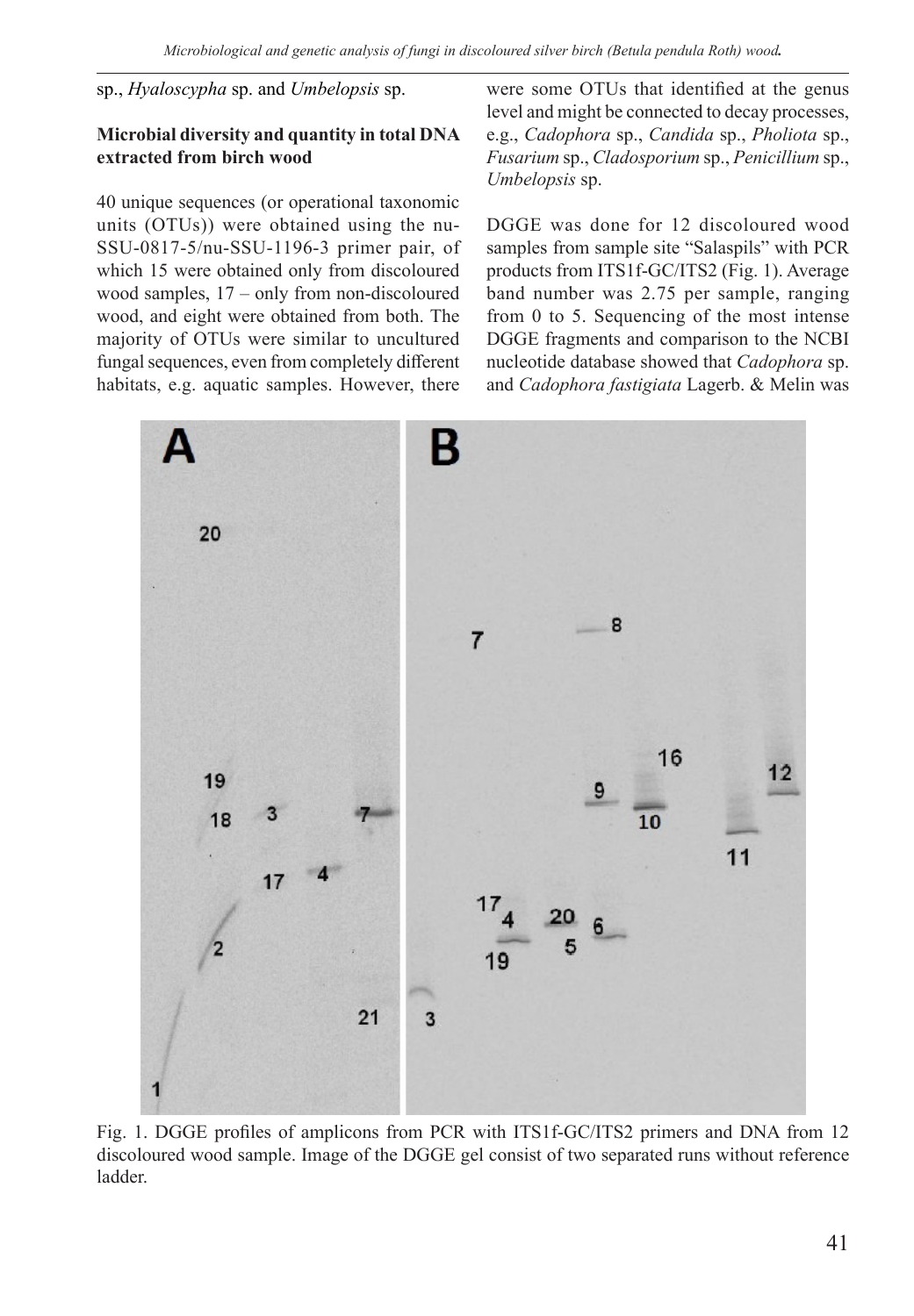sp., *Hyaloscypha* sp. and *Umbelopsis* sp.

**Microbial diversity and quantity in total DNA extracted from birch wood**

40 unique sequences (or operational taxonomic units (OTUs)) were obtained using the nu-SSU-0817-5/nu-SSU-1196-3 primer pair, of which 15 were obtained only from discoloured wood samples, 17 – only from non-discoloured wood, and eight were obtained from both. The majority of OTUs were similar to uncultured fungal sequences, even from completely different habitats, e.g. aquatic samples. However, there were some OTUs that identified at the genus level and might be connected to decay processes, e.g., *Cadophora* sp., *Candida* sp., *Pholiota* sp., *Fusarium* sp., *Cladosporium* sp., *Penicillium* sp., *Umbelopsis* sp.

DGGE was done for 12 discoloured wood samples from sample site "Salaspils" with PCR products from ITS1f-GC/ITS2 (Fig. 1). Average band number was 2.75 per sample, ranging from 0 to 5. Sequencing of the most intense DGGE fragments and comparison to the NCBI nucleotide database showed that *Cadophora* sp. and *Cadophora fastigiata* Lagerb. & Melin was

Fig. 1. DGGE profiles of amplicons from PCR with ITS1f-GC/ITS2 primers and DNA from 12 discoloured wood sample. Image of the DGGE gel consist of two separated runs without reference ladder.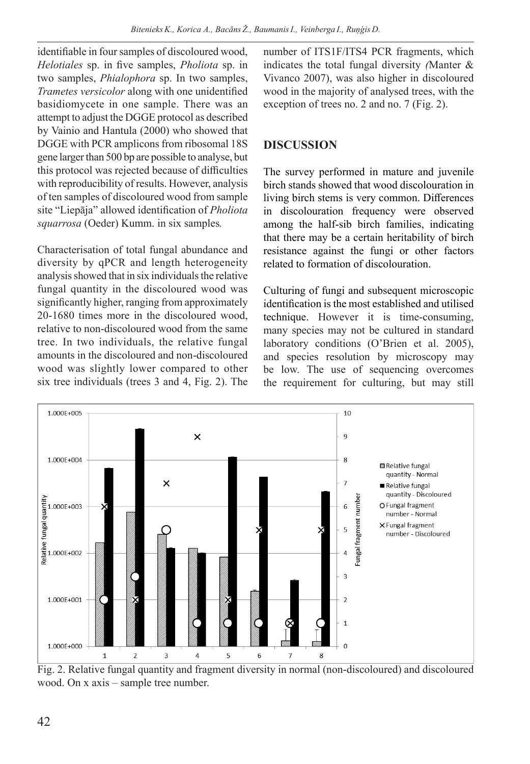identifiable in four samples of discoloured wood, *Helotiales* sp. in five samples, *Pholiota* sp. in two samples, *Phialophora* sp. In two samples, *Trametes versicolor* along with one unidentified basidiomycete in one sample. There was an attempt to adjust the DGGE protocol as described by Vainio and Hantula (2000) who showed that DGGE with PCR amplicons from ribosomal 18S gene larger than 500 bp are possible to analyse, but this protocol was rejected because of difficulties with reproducibility of results. However, analysis of ten samples of discoloured wood from sample site "Liepāja" allowed identification of *Pholiota squarrosa* (Oeder) Kumm. in six samples.

Characterisation of total fungal abundance and diversity by qPCR and length heterogeneity analysis showed that in six individuals the relative fungal quantity in the discoloured wood was significantly higher, ranging from approximately 20-1680 times more in the discoloured wood, relative to non-discoloured wood from the same tree. In two individuals, the relative fungal amounts in the discoloured and non-discoloured wood was slightly lower compared to other six tree individuals (trees 3 and 4, Fig. 2). The number of ITS1F/ITS4 PCR fragments, which indicates the total fungal diversity *(*Manter & Vivanco 2007), was also higher in discoloured wood in the majority of analysed trees, with the exception of trees no. 2 and no. 7 (Fig. 2).

## DISCUSSION

The survey performed in mature and juvenile birch stands showed that wood discolouration in living birch stems is very common. Differences in discolouration frequency were observed among the half-sib birch families, indicating that there may be a certain heritability of birch resistance against the fungi or other factors related to formation of discolouration.

Culturing of fungi and subsequent microscopic identification is the most established and utilised technique. However it is time-consuming, many species may not be cultured in standard laboratory conditions (O'Brien et al. 2005), and species resolution by microscopy may be low. The use of sequencing overcomes the requirement for culturing, but may still

Fig. 2. Relative fungal quantity and fragment diversity in normal (non-discoloured) and discoloured wood. On x axis – sample tree number.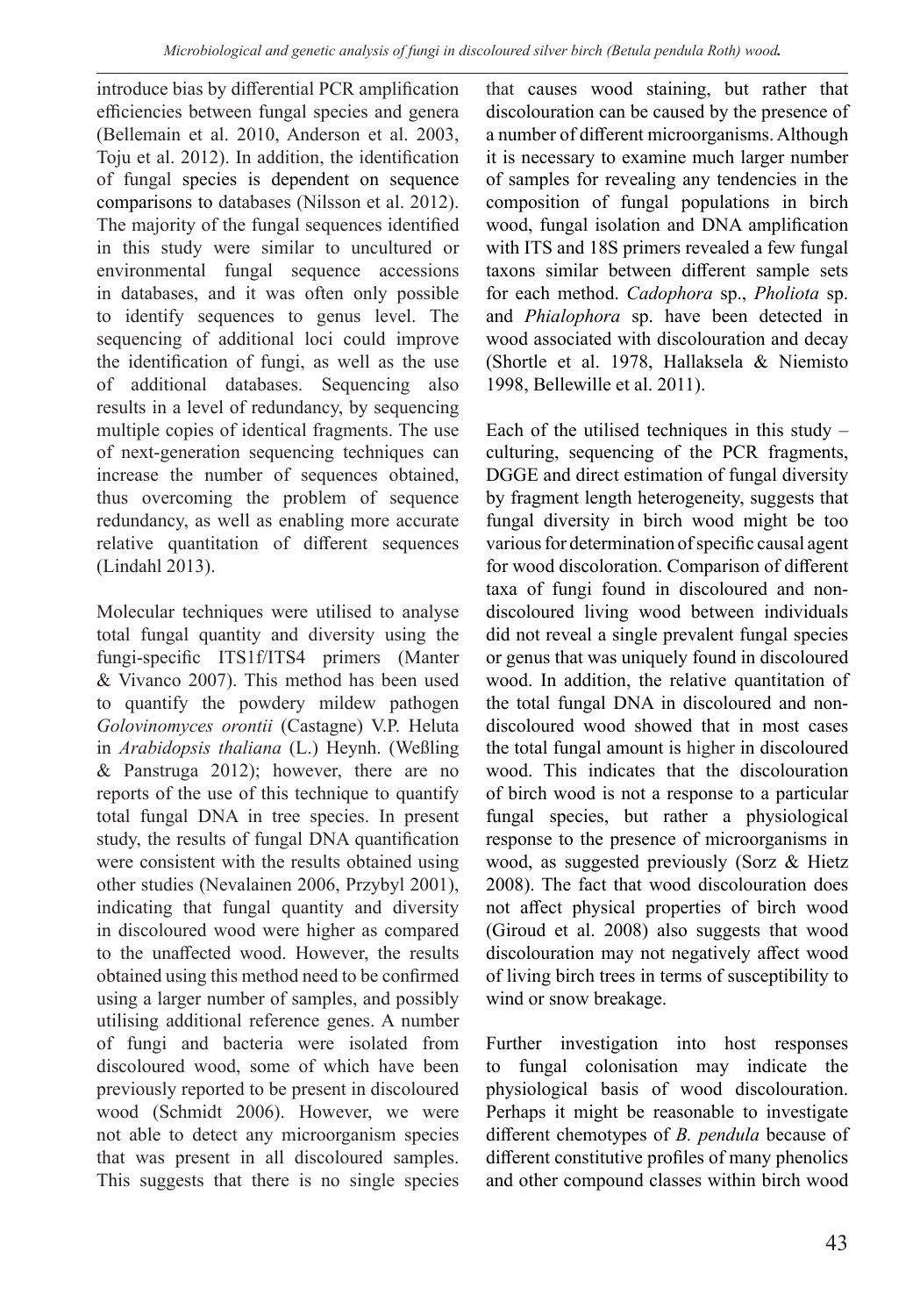introduce bias by differential PCR amplification efficiencies between fungal species and genera (Bellemain et al. 2010, Anderson et al. 2003, Toju et al. 2012). In addition, the identification of fungal species is dependent on sequence comparisons to databases (Nilsson et al. 2012). The majority of the fungal sequences identified in this study were similar to uncultured or environmental fungal sequence accessions in databases, and it was often only possible to identify sequences to genus level. The sequencing of additional loci could improve the identification of fungi, as well as the use of additional databases. Sequencing also results in a level of redundancy, by sequencing multiple copies of identical fragments. The use of next-generation sequencing techniques can increase the number of sequences obtained, thus overcoming the problem of sequence redundancy, as well as enabling more accurate relative quantitation of different sequences (Lindahl 2013).

Molecular techniques were utilised to analyse total fungal quantity and diversity using the fungi-specific ITS1f/ITS4 primers (Manter & Vivanco 2007). This method has been used to quantify the powdery mildew pathogen *Golovinomyces orontii* (Castagne) V.P. Heluta in *Arabidopsis thaliana* (L.) Heynh. (Weßling & Panstruga 2012); however, there are no reports of the use of this technique to quantify total fungal DNA in tree species. In present study, the results of fungal DNA quantification were consistent with the results obtained using other studies (Nevalainen 2006, Przybyl 2001), indicating that fungal quantity and diversity in discoloured wood were higher as compared to the unaffected wood. However, the results obtained using this method need to be confirmed using a larger number of samples, and possibly utilising additional reference genes. A number of fungi and bacteria were isolated from discoloured wood, some of which have been previously reported to be present in discoloured wood (Schmidt 2006). However, we were not able to detect any microorganism species that was present in all discoloured samples. This suggests that there is no single species that causes wood staining, but rather that discolouration can be caused by the presence of a number of different microorganisms. Although it is necessary to examine much larger number of samples for revealing any tendencies in the composition of fungal populations in birch wood, fungal isolation and DNA amplification with ITS and 18S primers revealed a few fungal taxons similar between different sample sets for each method. *Cadophora* sp., *Pholiota* sp. and *Phialophora* sp. have been detected in wood associated with discolouration and decay (Shortle et al. 1978, Hallaksela & Niemisto 1998, Bellewille et al. 2011).

Each of the utilised techniques in this study – culturing, sequencing of the PCR fragments, DGGE and direct estimation of fungal diversity by fragment length heterogeneity, suggests that fungal diversity in birch wood might be too various for determination of specific causal agent for wood discoloration. Comparison of different taxa of fungi found in discoloured and non-discoloured living wood between individuals did not reveal a single prevalent fungal species or genus that was uniquely found in discoloured wood. In addition, the relative quantitation of the total fungal DNA in discoloured and non-discoloured wood showed that in most cases the total fungal amount is higher in discoloured wood. This indicates that the discolouration of birch wood is not a response to a particular fungal species, but rather a physiological response to the presence of microorganisms in wood, as suggested previously (Sorz & Hietz 2008). The fact that wood discolouration does not affect physical properties of birch wood (Giroud et al. 2008) also suggests that wood discolouration may not negatively affect wood of living birch trees in terms of susceptibility to wind or snow breakage.

Further investigation into host responses to fungal colonisation may indicate the physiological basis of wood discolouration. Perhaps it might be reasonable to investigate different chemotypes of *B. pendula* because of different constitutive profiles of many phenolics and other compound classes within birch wood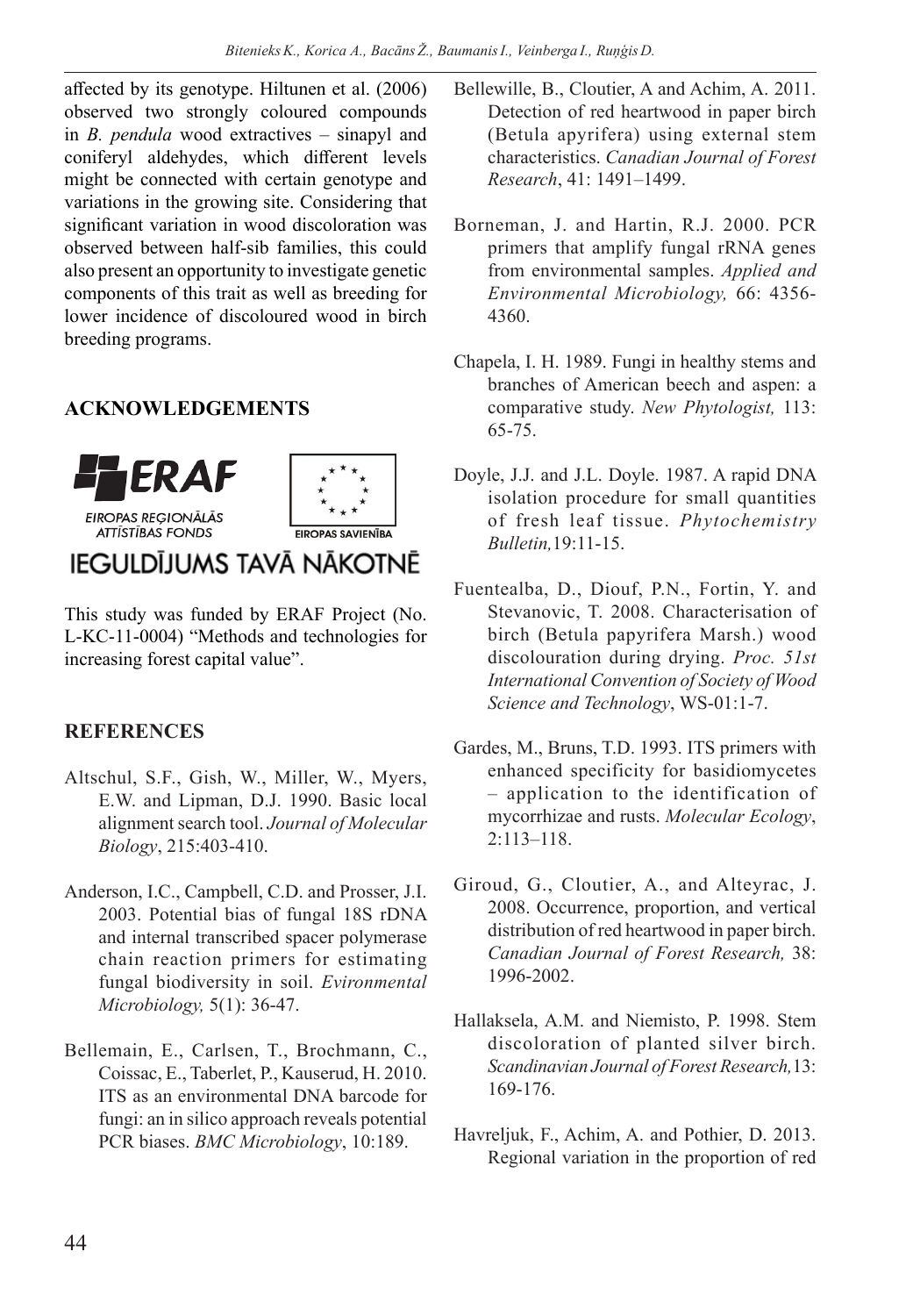affected by its genotype. Hiltunen et al. (2006) observed two strongly coloured compounds in *B. pendula* wood extractives – sinapyl and coniferyl aldehydes, which different levels might be connected with certain genotype and variations in the growing site. Considering that significant variation in wood discoloration was observed between half-sib families, this could also present an opportunity to investigate genetic components of this trait as well as breeding for lower incidence of discoloured wood in birch breeding programs.

## ACKNOWLEDGEMENTS

ERAF
EIROPAS REĢIONĀLĀS ATTĪSTĪBAS FONDS
EIROPAS SAVIENĪBA
IEGULDĪJUMS TAVĀ NĀKOTNĒ

This study was funded by ERAF Project (No. L-KC-11-0004) "Methods and technologies for increasing forest capital value".

## REFERENCES

Altschul, S.F., Gish, W., Miller, W., Myers, E.W. and Lipman, D.J. 1990. Basic local alignment search tool. *Journal of Molecular Biology*, 215:403-410.

Anderson, I.C., Campbell, C.D. and Prosser, J.I. 2003. Potential bias of fungal 18S rDNA and internal transcribed spacer polymerase chain reaction primers for estimating fungal biodiversity in soil. *Evironmental Microbiology,* 5(1): 36-47.

Bellemain, E., Carlsen, T., Brochmann, C., Coissac, E., Taberlet, P., Kauserud, H. 2010. ITS as an environmental DNA barcode for fungi: an in silico approach reveals potential PCR biases. *BMC Microbiology*, 10:189.

Bellewille, B., Cloutier, A and Achim, A. 2011. Detection of red heartwood in paper birch (Betula apyrifera) using external stem characteristics. *Canadian Journal of Forest Research*, 41: 1491–1499.

Borneman, J. and Hartin, R.J. 2000. PCR primers that amplify fungal rRNA genes from environmental samples. *Applied and Environmental Microbiology,* 66: 4356-4360.

Chapela, I. H. 1989. Fungi in healthy stems and branches of American beech and aspen: a comparative study. *New Phytologist,* 113: 65-75.

Doyle, J.J. and J.L. Doyle. 1987. A rapid DNA isolation procedure for small quantities of fresh leaf tissue. *Phytochemistry Bulletin,*19:11-15.

Fuentealba, D., Diouf, P.N., Fortin, Y. and Stevanovic, T. 2008. Characterisation of birch (Betula papyrifera Marsh.) wood discolouration during drying. *Proc. 51st International Convention of Society of Wood Science and Technology*, WS-01:1-7.

Gardes, M., Bruns, T.D. 1993. ITS primers with enhanced specificity for basidiomycetes – application to the identification of mycorrhizae and rusts. *Molecular Ecology*, 2:113–118.

Giroud, G., Cloutier, A., and Alteyrac, J. 2008. Occurrence, proportion, and vertical distribution of red heartwood in paper birch. *Canadian Journal of Forest Research,* 38: 1996-2002.

Hallaksela, A.M. and Niemisto, P. 1998. Stem discoloration of planted silver birch. *Scandinavian Journal of Forest Research,*13: 169-176.

Havreljuk, F., Achim, A. and Pothier, D. 2013. Regional variation in the proportion of red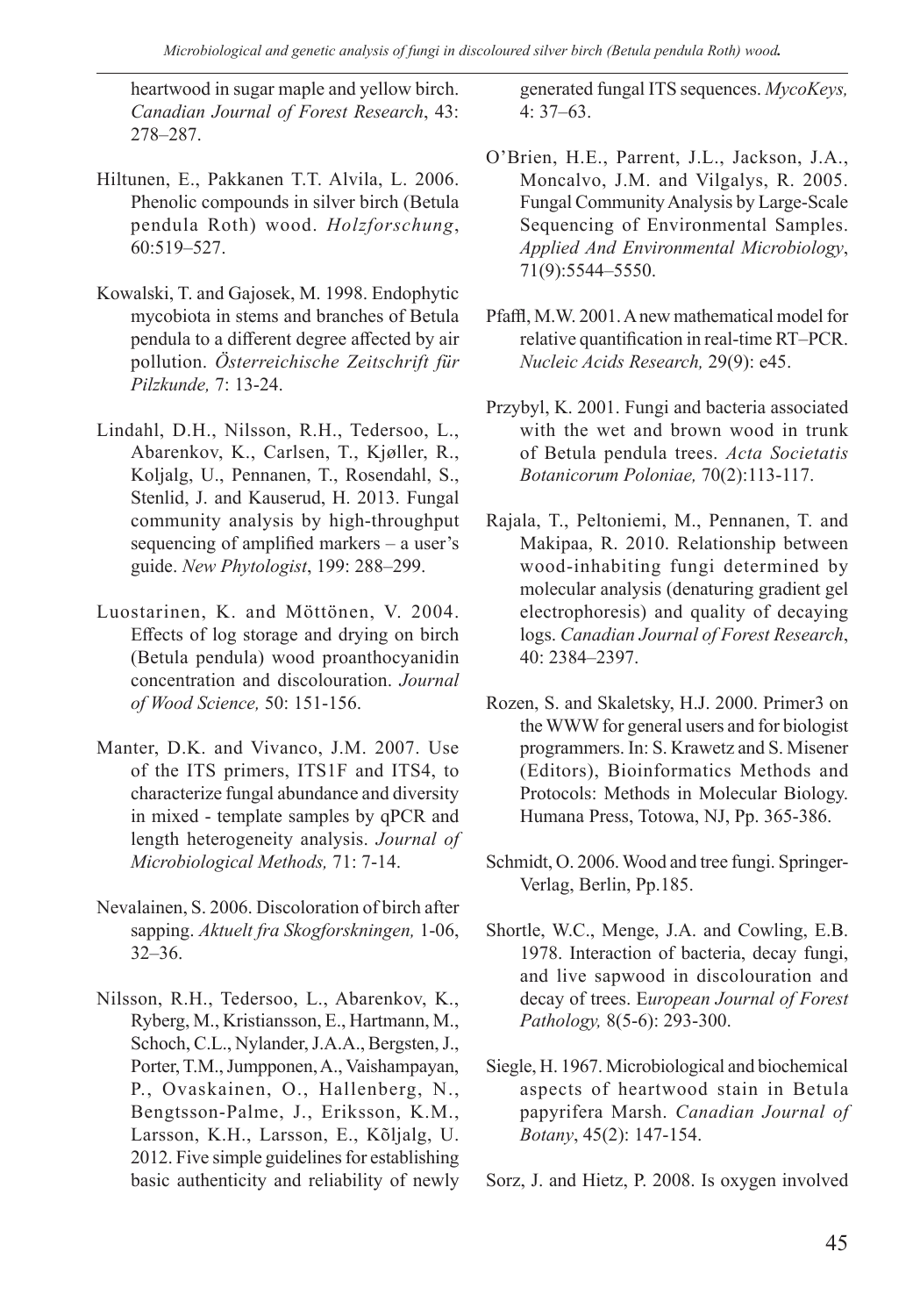heartwood in sugar maple and yellow birch. *Canadian Journal of Forest Research*, 43: 278–287.

Hiltunen, E., Pakkanen T.T. Alvila, L. 2006. Phenolic compounds in silver birch (Betula pendula Roth) wood. *Holzforschung*, 60:519–527.

Kowalski, T. and Gajosek, M. 1998. Endophytic mycobiota in stems and branches of Betula pendula to a different degree affected by air pollution. *Österreichische Zeitschrift für Pilzkunde,* 7: 13-24.

Lindahl, D.H., Nilsson, R.H., Tedersoo, L., Abarenkov, K., Carlsen, T., Kjøller, R., Koljalg, U., Pennanen, T., Rosendahl, S., Stenlid, J. and Kauserud, H. 2013. Fungal community analysis by high-throughput sequencing of amplified markers – a user's guide. *New Phytologist*, 199: 288–299.

Luostarinen, K. and Möttönen, V. 2004. Effects of log storage and drying on birch (Betula pendula) wood proanthocyanidin concentration and discolouration. *Journal of Wood Science,* 50: 151-156.

Manter, D.K. and Vivanco, J.M. 2007. Use of the ITS primers, ITS1F and ITS4, to characterize fungal abundance and diversity in mixed - template samples by qPCR and length heterogeneity analysis. *Journal of Microbiological Methods,* 71: 7-14.

Nevalainen, S. 2006. Discoloration of birch after sapping. *Aktuelt fra Skogforskningen,* 1-06, 32–36.

Nilsson, R.H., Tedersoo, L., Abarenkov, K., Ryberg, M., Kristiansson, E., Hartmann, M., Schoch, C.L., Nylander, J.A.A., Bergsten, J., Porter, T.M., Jumpponen, A., Vaishampayan, P., Ovaskainen, O., Hallenberg, N., Bengtsson-Palme, J., Eriksson, K.M., Larsson, K.H., Larsson, E., Kõljalg, U. 2012. Five simple guidelines for establishing basic authenticity and reliability of newly generated fungal ITS sequences. *MycoKeys,* 4: 37–63.

O'Brien, H.E., Parrent, J.L., Jackson, J.A., Moncalvo, J.M. and Vilgalys, R. 2005. Fungal Community Analysis by Large-Scale Sequencing of Environmental Samples. *Applied And Environmental Microbiology*, 71(9):5544–5550.

Pfaffl, M.W. 2001. A new mathematical model for relative quantification in real-time RT–PCR. *Nucleic Acids Research,* 29(9): e45.

Przybyl, K. 2001. Fungi and bacteria associated with the wet and brown wood in trunk of Betula pendula trees. *Acta Societatis Botanicorum Poloniae,* 70(2):113-117.

Rajala, T., Peltoniemi, M., Pennanen, T. and Makipaa, R. 2010. Relationship between wood-inhabiting fungi determined by molecular analysis (denaturing gradient gel electrophoresis) and quality of decaying logs. *Canadian Journal of Forest Research*, 40: 2384–2397.

Rozen, S. and Skaletsky, H.J. 2000. Primer3 on the WWW for general users and for biologist programmers. In: S. Krawetz and S. Misener (Editors), Bioinformatics Methods and Protocols: Methods in Molecular Biology. Humana Press, Totowa, NJ, Pp. 365-386.

Schmidt, O. 2006. Wood and tree fungi. Springer-Verlag, Berlin, Pp.185.

Shortle, W.C., Menge, J.A. and Cowling, E.B. 1978. Interaction of bacteria, decay fungi, and live sapwood in discolouration and decay of trees. E*uropean Journal of Forest Pathology,* 8(5-6): 293-300.

Siegle, H. 1967. Microbiological and biochemical aspects of heartwood stain in Betula papyrifera Marsh. *Canadian Journal of Botany*, 45(2): 147-154.

Sorz, J. and Hietz, P. 2008. Is oxygen involved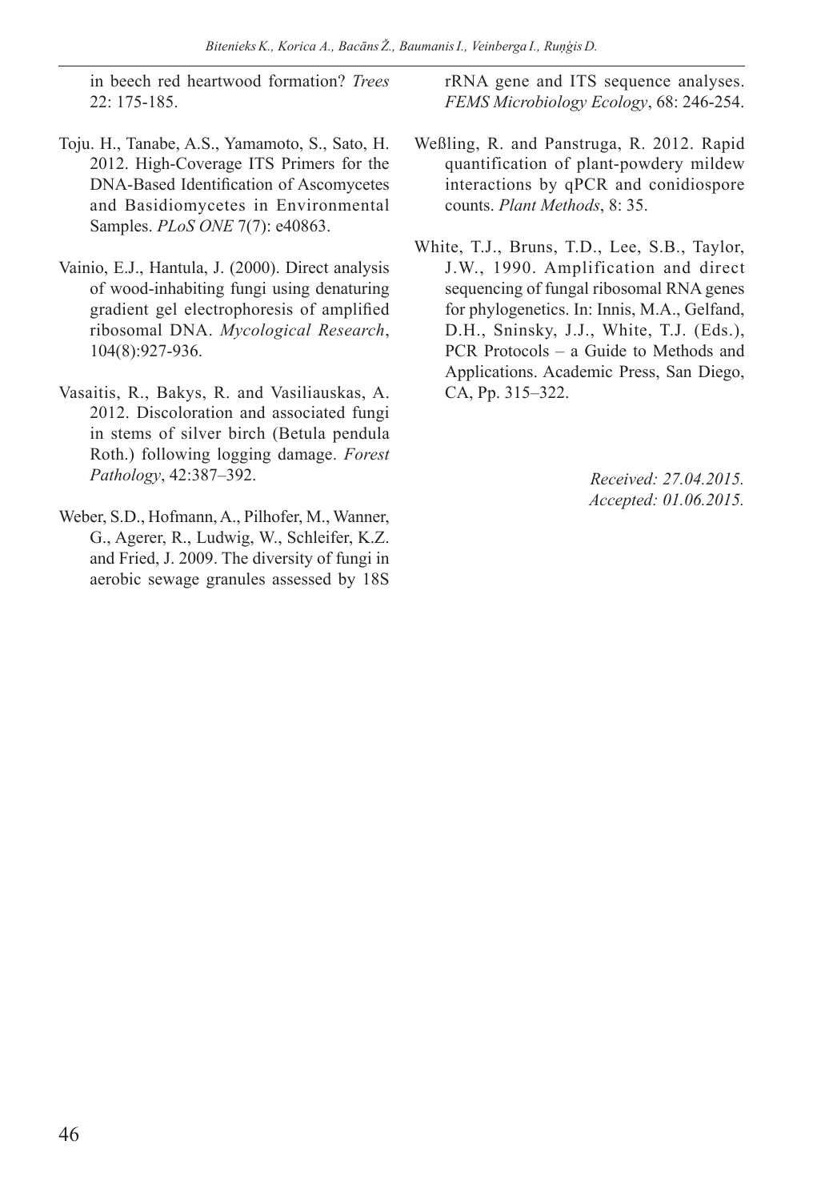in beech red heartwood formation? *Trees* 22: 175-185.

Toju. H., Tanabe, A.S., Yamamoto, S., Sato, H. 2012. High-Coverage ITS Primers for the DNA-Based Identification of Ascomycetes and Basidiomycetes in Environmental Samples. *PLoS ONE* 7(7): e40863.

Vainio, E.J., Hantula, J. (2000). Direct analysis of wood-inhabiting fungi using denaturing gradient gel electrophoresis of amplified ribosomal DNA. *Mycological Research*, 104(8):927-936.

Vasaitis, R., Bakys, R. and Vasiliauskas, A. 2012. Discoloration and associated fungi in stems of silver birch (Betula pendula Roth.) following logging damage. *Forest Pathology*, 42:387–392.

Weber, S.D., Hofmann, A., Pilhofer, M., Wanner, G., Agerer, R., Ludwig, W., Schleifer, K.Z. and Fried, J. 2009. The diversity of fungi in aerobic sewage granules assessed by 18S rRNA gene and ITS sequence analyses. *FEMS Microbiology Ecology*, 68: 246-254.

Weßling, R. and Panstruga, R. 2012. Rapid quantification of plant-powdery mildew interactions by qPCR and conidiospore counts. *Plant Methods*, 8: 35.

White, T.J., Bruns, T.D., Lee, S.B., Taylor, J.W., 1990. Amplification and direct sequencing of fungal ribosomal RNA genes for phylogenetics. In: Innis, M.A., Gelfand, D.H., Sninsky, J.J., White, T.J. (Eds.), PCR Protocols – a Guide to Methods and Applications. Academic Press, San Diego, CA, Pp. 315–322.

*Received: 27.04.2015.*
*Accepted: 01.06.2015.*